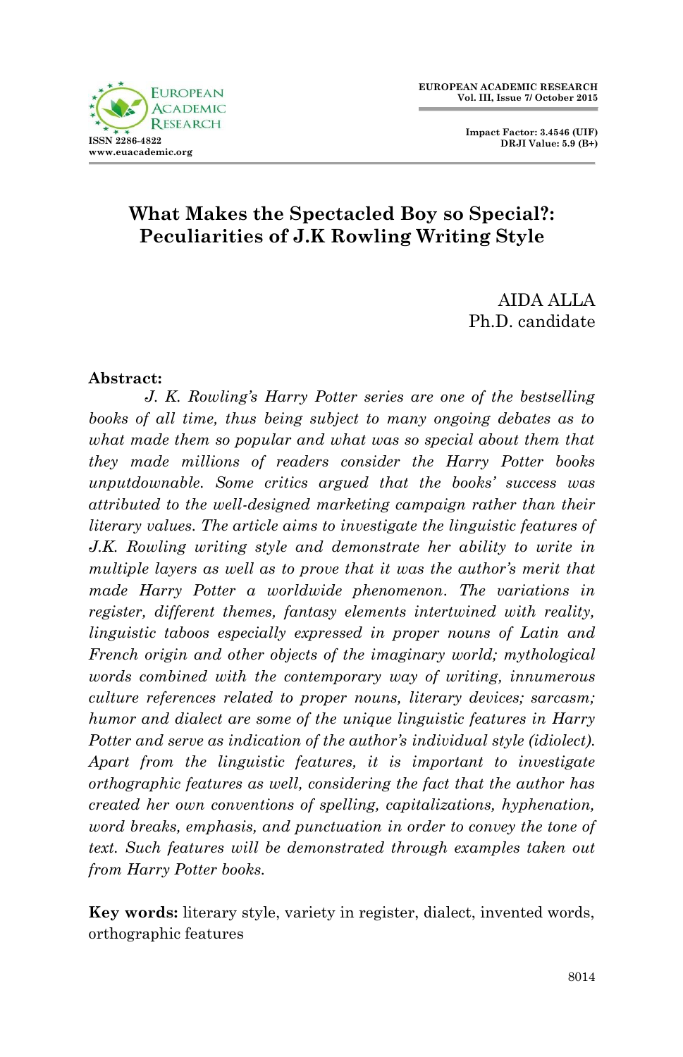# What Makes the Spectacled Boy so Special?: Peculiarities of J.K Rowling Writing Style

AIDA ALLA  
Ph.D. candidate

**Abstract:**

*J. K. Rowling's Harry Potter series are one of the bestselling books of all time, thus being subject to many ongoing debates as to what made them so popular and what was so special about them that they made millions of readers consider the Harry Potter books unputdownable. Some critics argued that the books' success was attributed to the well-designed marketing campaign rather than their literary values. The article aims to investigate the linguistic features of J.K. Rowling writing style and demonstrate her ability to write in multiple layers as well as to prove that it was the author's merit that made Harry Potter a worldwide phenomenon. The variations in register, different themes, fantasy elements intertwined with reality, linguistic taboos especially expressed in proper nouns of Latin and French origin and other objects of the imaginary world; mythological words combined with the contemporary way of writing, innumerous culture references related to proper nouns, literary devices; sarcasm; humor and dialect are some of the unique linguistic features in Harry Potter and serve as indication of the author's individual style (idiolect). Apart from the linguistic features, it is important to investigate orthographic features as well, considering the fact that the author has created her own conventions of spelling, capitalizations, hyphenation, word breaks, emphasis, and punctuation in order to convey the tone of text. Such features will be demonstrated through examples taken out from Harry Potter books.*

**Key words:** literary style, variety in register, dialect, invented words, orthographic features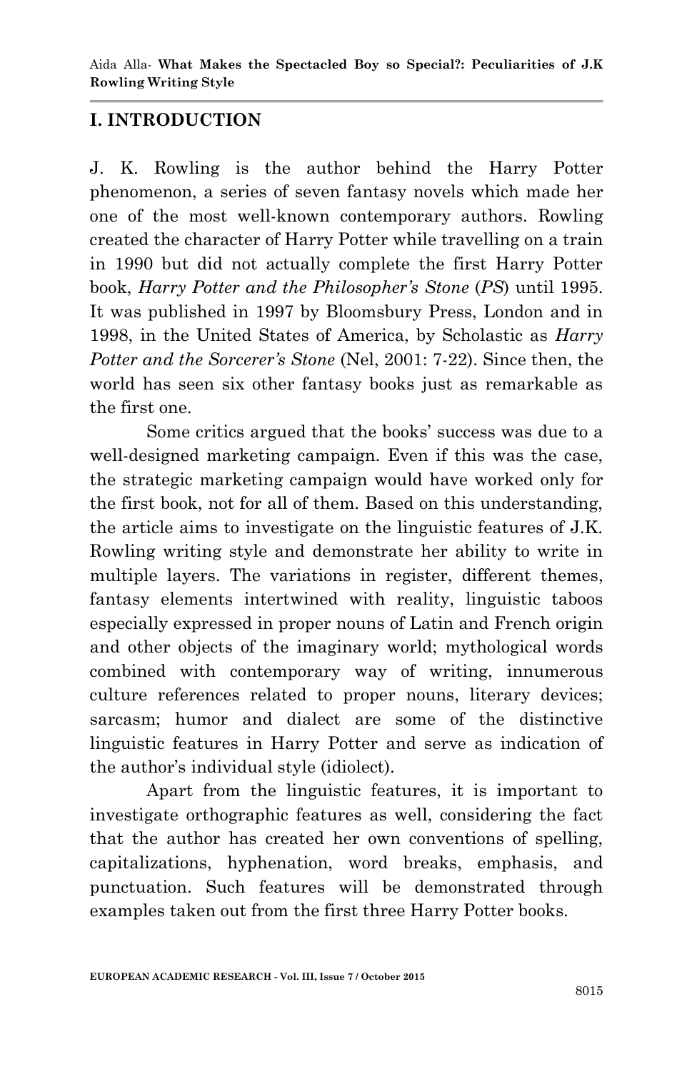## I. INTRODUCTION

J. K. Rowling is the author behind the Harry Potter phenomenon, a series of seven fantasy novels which made her one of the most well-known contemporary authors. Rowling created the character of Harry Potter while travelling on a train in 1990 but did not actually complete the first Harry Potter book, *Harry Potter and the Philosopher's Stone* (*PS*) until 1995. It was published in 1997 by Bloomsbury Press, London and in 1998, in the United States of America, by Scholastic as *Harry Potter and the Sorcerer's Stone* (Nel, 2001: 7-22). Since then, the world has seen six other fantasy books just as remarkable as the first one.

Some critics argued that the books' success was due to a well-designed marketing campaign. Even if this was the case, the strategic marketing campaign would have worked only for the first book, not for all of them. Based on this understanding, the article aims to investigate on the linguistic features of J.K. Rowling writing style and demonstrate her ability to write in multiple layers. The variations in register, different themes, fantasy elements intertwined with reality, linguistic taboos especially expressed in proper nouns of Latin and French origin and other objects of the imaginary world; mythological words combined with contemporary way of writing, innumerous culture references related to proper nouns, literary devices; sarcasm; humor and dialect are some of the distinctive linguistic features in Harry Potter and serve as indication of the author's individual style (idiolect).

Apart from the linguistic features, it is important to investigate orthographic features as well, considering the fact that the author has created her own conventions of spelling, capitalizations, hyphenation, word breaks, emphasis, and punctuation. Such features will be demonstrated through examples taken out from the first three Harry Potter books.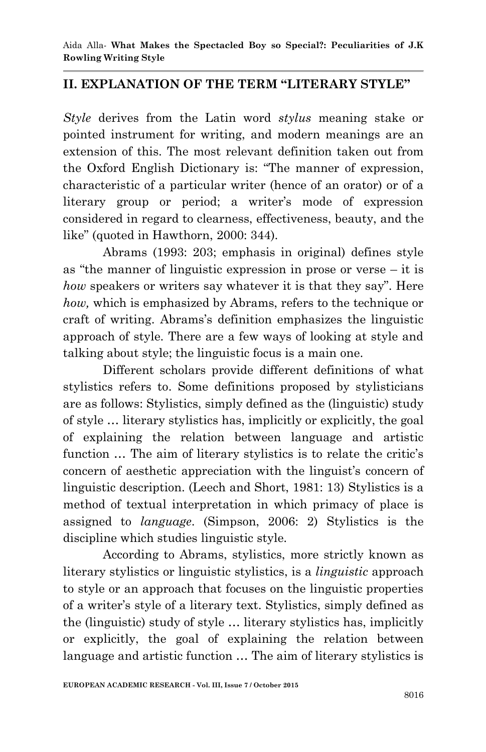## II. EXPLANATION OF THE TERM "LITERARY STYLE"

*Style* derives from the Latin word *stylus* meaning stake or pointed instrument for writing, and modern meanings are an extension of this. The most relevant definition taken out from the Oxford English Dictionary is: "The manner of expression, characteristic of a particular writer (hence of an orator) or of a literary group or period; a writer's mode of expression considered in regard to clearness, effectiveness, beauty, and the like" (quoted in Hawthorn, 2000: 344).

Abrams (1993: 203; emphasis in original) defines style as "the manner of linguistic expression in prose or verse – it is *how* speakers or writers say whatever it is that they say". Here *how,* which is emphasized by Abrams, refers to the technique or craft of writing. Abrams's definition emphasizes the linguistic approach of style. There are a few ways of looking at style and talking about style; the linguistic focus is a main one.

Different scholars provide different definitions of what stylistics refers to. Some definitions proposed by stylisticians are as follows: Stylistics, simply defined as the (linguistic) study of style … literary stylistics has, implicitly or explicitly, the goal of explaining the relation between language and artistic function … The aim of literary stylistics is to relate the critic's concern of aesthetic appreciation with the linguist's concern of linguistic description. (Leech and Short, 1981: 13) Stylistics is a method of textual interpretation in which primacy of place is assigned to *language*. (Simpson, 2006: 2) Stylistics is the discipline which studies linguistic style.

According to Abrams, stylistics, more strictly known as literary stylistics or linguistic stylistics, is a *linguistic* approach to style or an approach that focuses on the linguistic properties of a writer's style of a literary text. Stylistics, simply defined as the (linguistic) study of style … literary stylistics has, implicitly or explicitly, the goal of explaining the relation between language and artistic function … The aim of literary stylistics is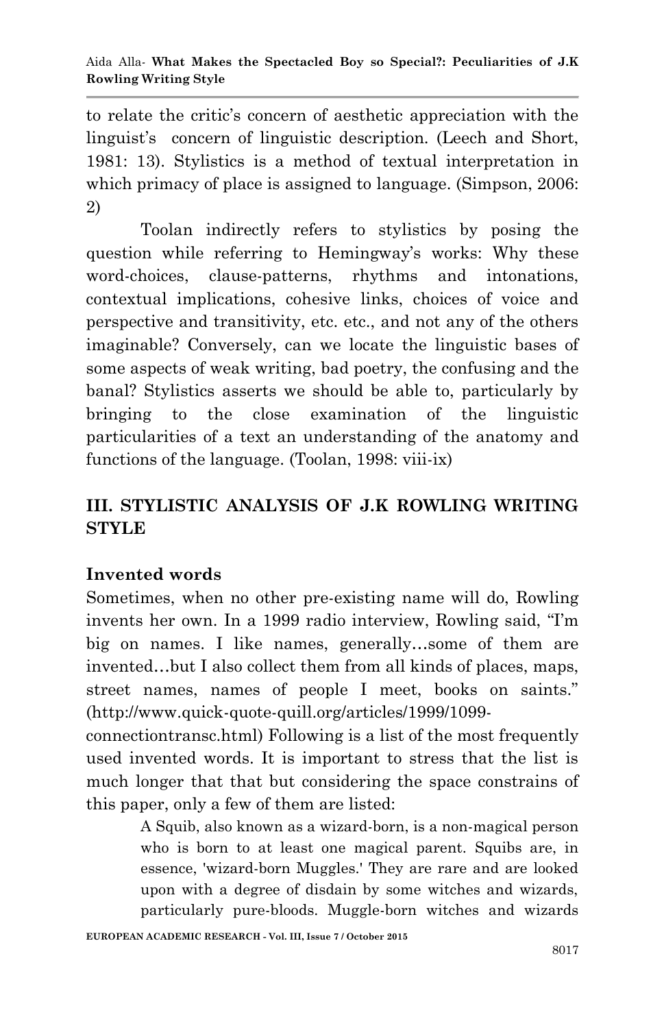to relate the critic's concern of aesthetic appreciation with the linguist's concern of linguistic description. (Leech and Short, 1981: 13). Stylistics is a method of textual interpretation in which primacy of place is assigned to language. (Simpson, 2006: 2)

Toolan indirectly refers to stylistics by posing the question while referring to Hemingway's works: Why these word-choices, clause-patterns, rhythms and intonations, contextual implications, cohesive links, choices of voice and perspective and transitivity, etc. etc., and not any of the others imaginable? Conversely, can we locate the linguistic bases of some aspects of weak writing, bad poetry, the confusing and the banal? Stylistics asserts we should be able to, particularly by bringing to the close examination of the linguistic particularities of a text an understanding of the anatomy and functions of the language. (Toolan, 1998: viii-ix)

## III. STYLISTIC ANALYSIS OF J.K ROWLING WRITING STYLE

### Invented words

Sometimes, when no other pre-existing name will do, Rowling invents her own. In a 1999 radio interview, Rowling said, "I'm big on names. I like names, generally…some of them are invented…but I also collect them from all kinds of places, maps, street names, names of people I meet, books on saints." (http://www.quick-quote-quill.org/articles/1999/1099-connectiontransc.html) Following is a list of the most frequently used invented words. It is important to stress that the list is much longer that that but considering the space constrains of this paper, only a few of them are listed:

> A Squib, also known as a wizard-born, is a non-magical person who is born to at least one magical parent. Squibs are, in essence, 'wizard-born Muggles.' They are rare and are looked upon with a degree of disdain by some witches and wizards, particularly pure-bloods. Muggle-born witches and wizards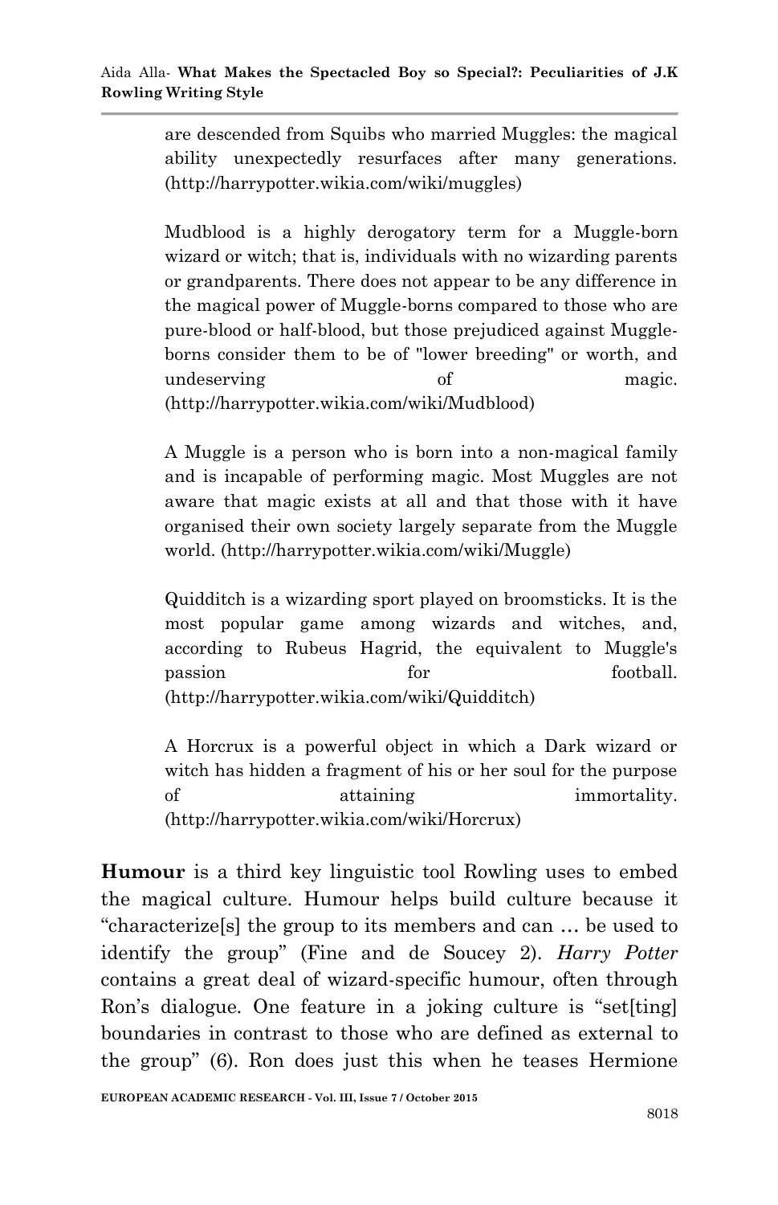are descended from Squibs who married Muggles: the magical ability unexpectedly resurfaces after many generations. (http://harrypotter.wikia.com/wiki/muggles)

Mudblood is a highly derogatory term for a Muggle-born wizard or witch; that is, individuals with no wizarding parents or grandparents. There does not appear to be any difference in the magical power of Muggle-borns compared to those who are pure-blood or half-blood, but those prejudiced against Muggle-borns consider them to be of "lower breeding" or worth, and undeserving of magic. (http://harrypotter.wikia.com/wiki/Mudblood)

A Muggle is a person who is born into a non-magical family and is incapable of performing magic. Most Muggles are not aware that magic exists at all and that those with it have organised their own society largely separate from the Muggle world. (http://harrypotter.wikia.com/wiki/Muggle)

Quidditch is a wizarding sport played on broomsticks. It is the most popular game among wizards and witches, and, according to Rubeus Hagrid, the equivalent to Muggle's passion for football. (http://harrypotter.wikia.com/wiki/Quidditch)

A Horcrux is a powerful object in which a Dark wizard or witch has hidden a fragment of his or her soul for the purpose of attaining immortality. (http://harrypotter.wikia.com/wiki/Horcrux)

**Humour** is a third key linguistic tool Rowling uses to embed the magical culture. Humour helps build culture because it "characterize[s] the group to its members and can … be used to identify the group" (Fine and de Soucey 2). *Harry Potter* contains a great deal of wizard-specific humour, often through Ron's dialogue. One feature in a joking culture is "set[ting] boundaries in contrast to those who are defined as external to the group" (6). Ron does just this when he teases Hermione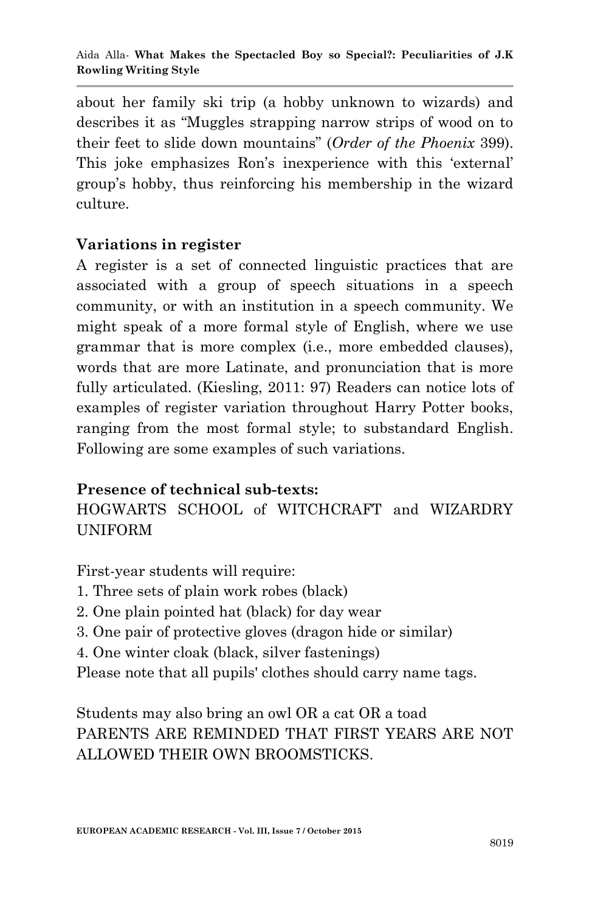about her family ski trip (a hobby unknown to wizards) and describes it as "Muggles strapping narrow strips of wood on to their feet to slide down mountains" (*Order of the Phoenix* 399). This joke emphasizes Ron's inexperience with this 'external' group's hobby, thus reinforcing his membership in the wizard culture.

**Variations in register**

A register is a set of connected linguistic practices that are associated with a group of speech situations in a speech community, or with an institution in a speech community. We might speak of a more formal style of English, where we use grammar that is more complex (i.e., more embedded clauses), words that are more Latinate, and pronunciation that is more fully articulated. (Kiesling, 2011: 97) Readers can notice lots of examples of register variation throughout Harry Potter books, ranging from the most formal style; to substandard English. Following are some examples of such variations.

**Presence of technical sub-texts:**

HOGWARTS SCHOOL of WITCHCRAFT and WIZARDRY UNIFORM

First-year students will require:

1. Three sets of plain work robes (black)
2. One plain pointed hat (black) for day wear
3. One pair of protective gloves (dragon hide or similar)
4. One winter cloak (black, silver fastenings)

Please note that all pupils' clothes should carry name tags.

Students may also bring an owl OR a cat OR a toad
PARENTS ARE REMINDED THAT FIRST YEARS ARE NOT ALLOWED THEIR OWN BROOMSTICKS.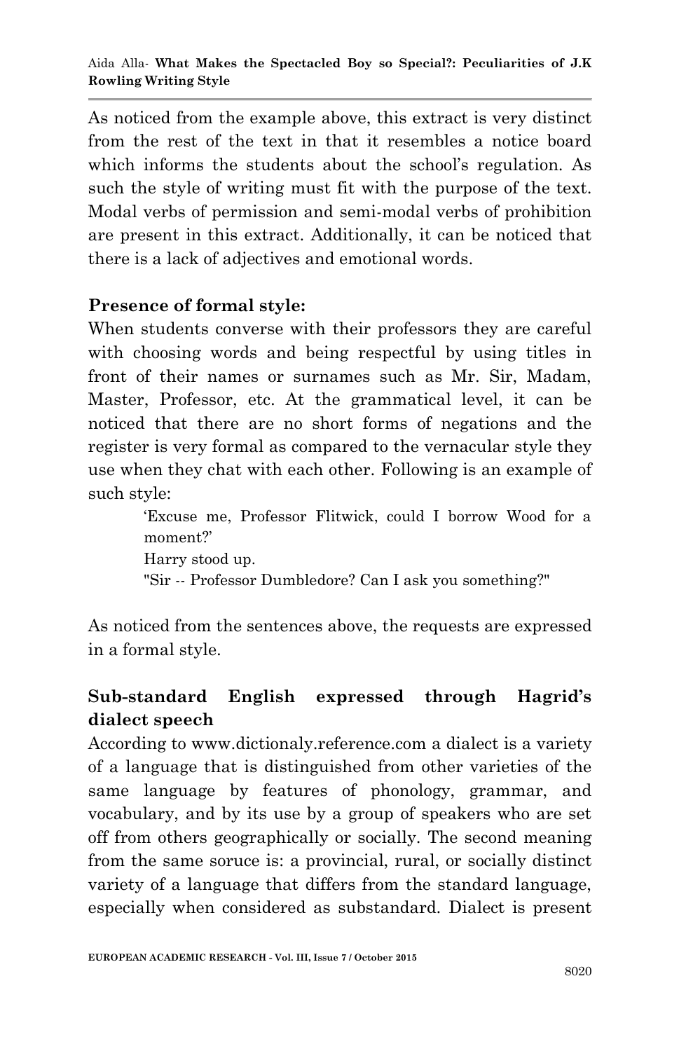As noticed from the example above, this extract is very distinct from the rest of the text in that it resembles a notice board which informs the students about the school's regulation. As such the style of writing must fit with the purpose of the text. Modal verbs of permission and semi-modal verbs of prohibition are present in this extract. Additionally, it can be noticed that there is a lack of adjectives and emotional words.

### Presence of formal style:

When students converse with their professors they are careful with choosing words and being respectful by using titles in front of their names or surnames such as Mr. Sir, Madam, Master, Professor, etc. At the grammatical level, it can be noticed that there are no short forms of negations and the register is very formal as compared to the vernacular style they use when they chat with each other. Following is an example of such style:

> 'Excuse me, Professor Flitwick, could I borrow Wood for a moment?'
>
> Harry stood up.
>
> "Sir -- Professor Dumbledore? Can I ask you something?"

As noticed from the sentences above, the requests are expressed in a formal style.

### Sub-standard English expressed through Hagrid's dialect speech

According to www.dictionaly.reference.com a dialect is a variety of a language that is distinguished from other varieties of the same language by features of phonology, grammar, and vocabulary, and by its use by a group of speakers who are set off from others geographically or socially. The second meaning from the same soruce is: a provincial, rural, or socially distinct variety of a language that differs from the standard language, especially when considered as substandard. Dialect is present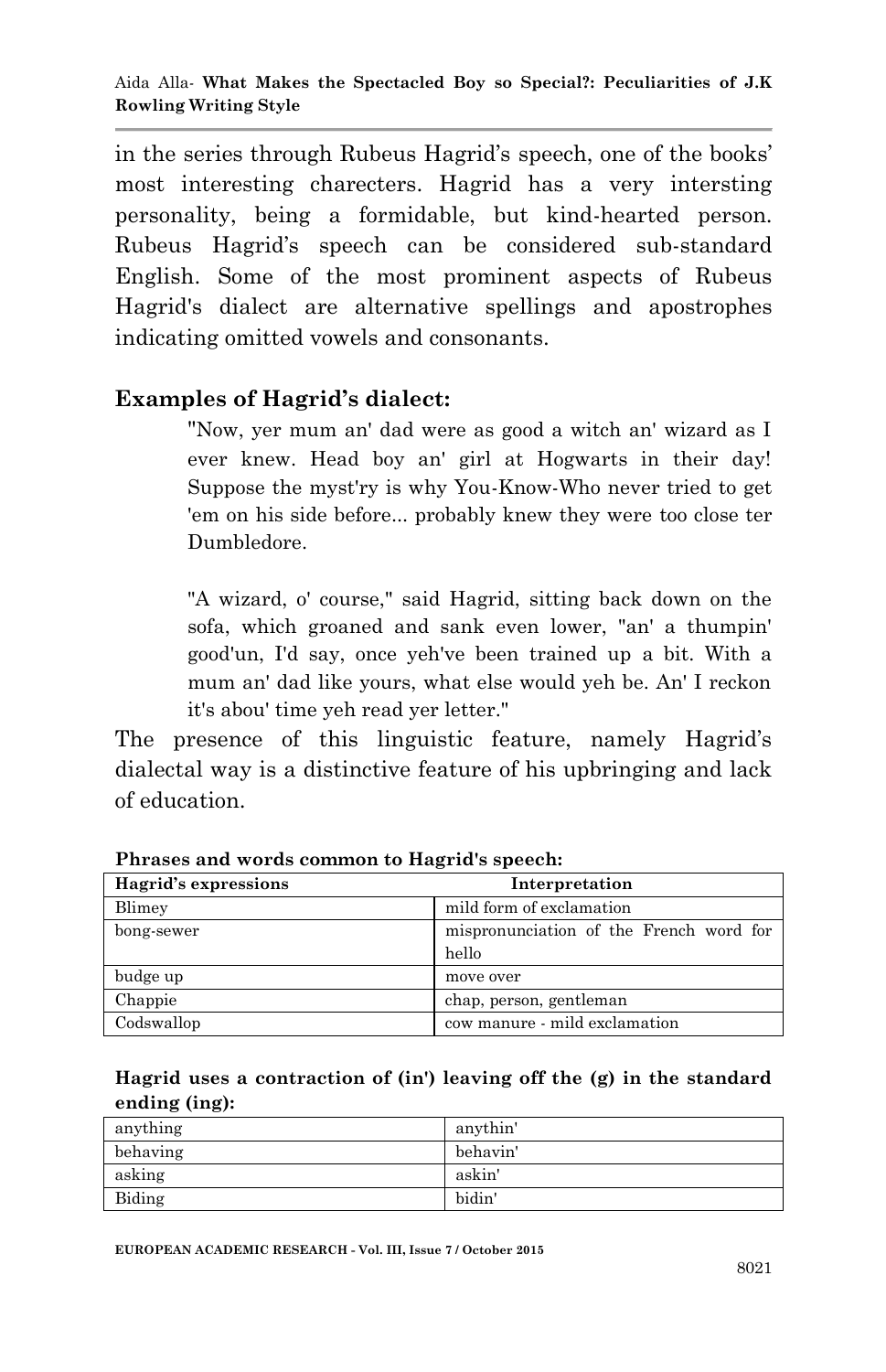in the series through Rubeus Hagrid's speech, one of the books' most interesting charecters. Hagrid has a very intersting personality, being a formidable, but kind-hearted person. Rubeus Hagrid's speech can be considered sub-standard English. Some of the most prominent aspects of Rubeus Hagrid's dialect are alternative spellings and apostrophes indicating omitted vowels and consonants.

## Examples of Hagrid's dialect:

> "Now, yer mum an' dad were as good a witch an' wizard as I ever knew. Head boy an' girl at Hogwarts in their day! Suppose the myst'ry is why You-Know-Who never tried to get 'em on his side before... probably knew they were too close ter Dumbledore.
>
> "A wizard, o' course," said Hagrid, sitting back down on the sofa, which groaned and sank even lower, "an' a thumpin' good'un, I'd say, once yeh've been trained up a bit. With a mum an' dad like yours, what else would yeh be. An' I reckon it's abou' time yeh read yer letter."

The presence of this linguistic feature, namely Hagrid's dialectal way is a distinctive feature of his upbringing and lack of education.

**Phrases and words common to Hagrid's speech:**

| Hagrid's expressions | Interpretation |
|---|---|
| Blimey | mild form of exclamation |
| bong-sewer | mispronunciation of the French word for hello |
| budge up | move over |
| Chappie | chap, person, gentleman |
| Codswallop | cow manure - mild exclamation |

**Hagrid uses a contraction of (in') leaving off the (g) in the standard ending (ing):**

| | |
|---|---|
| anything | anythin' |
| behaving | behavin' |
| asking | askin' |
| Biding | bidin' |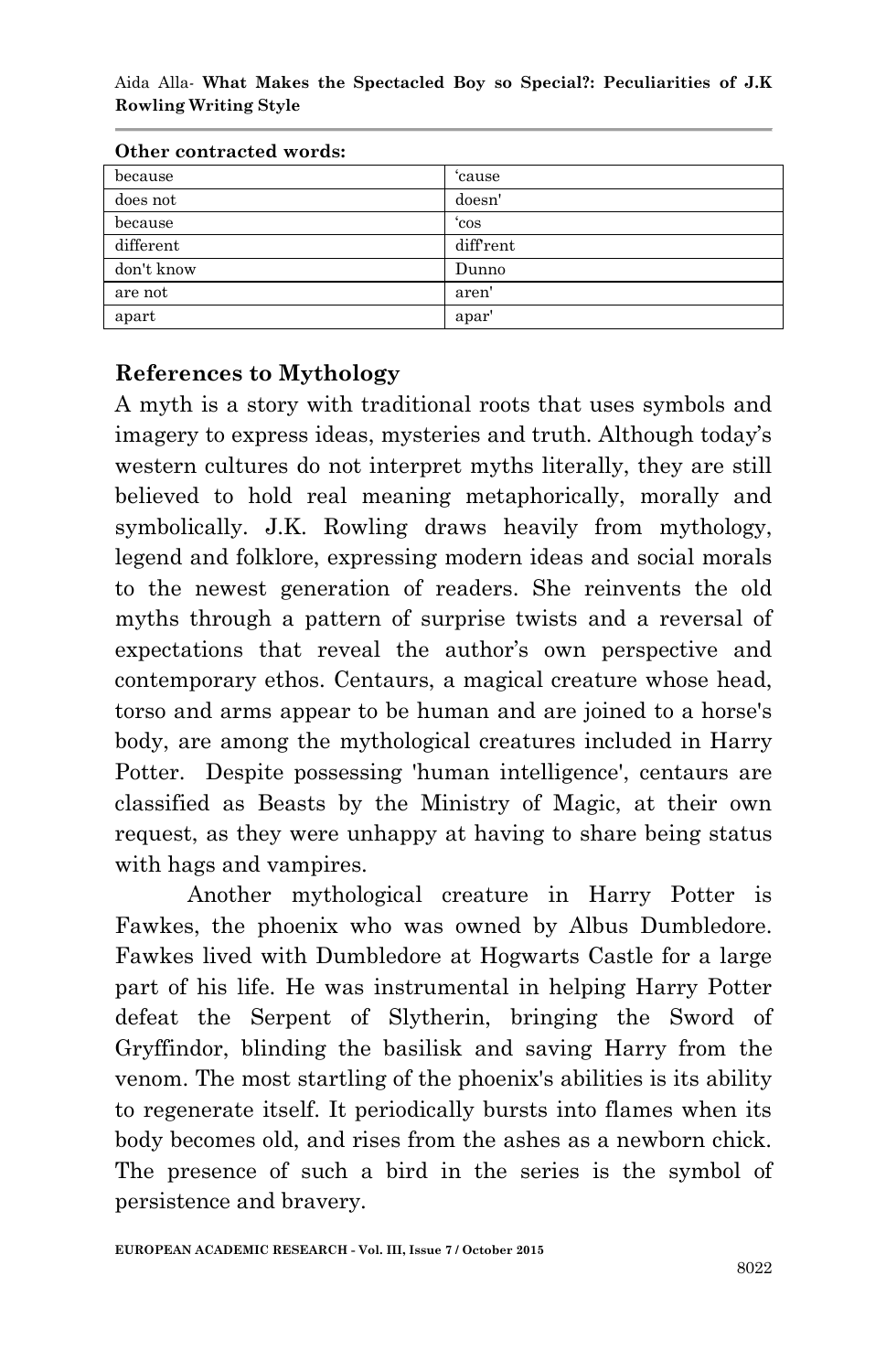**Other contracted words:**

| because | 'cause |
|---|---|
| does not | doesn' |
| because | 'cos |
| different | diff'rent |
| don't know | Dunno |
| are not | aren' |
| apart | apar' |

## References to Mythology

A myth is a story with traditional roots that uses symbols and imagery to express ideas, mysteries and truth. Although today's western cultures do not interpret myths literally, they are still believed to hold real meaning metaphorically, morally and symbolically. J.K. Rowling draws heavily from mythology, legend and folklore, expressing modern ideas and social morals to the newest generation of readers. She reinvents the old myths through a pattern of surprise twists and a reversal of expectations that reveal the author's own perspective and contemporary ethos. Centaurs, a magical creature whose head, torso and arms appear to be human and are joined to a horse's body, are among the mythological creatures included in Harry Potter. Despite possessing 'human intelligence', centaurs are classified as Beasts by the Ministry of Magic, at their own request, as they were unhappy at having to share being status with hags and vampires.

Another mythological creature in Harry Potter is Fawkes, the phoenix who was owned by Albus Dumbledore. Fawkes lived with Dumbledore at Hogwarts Castle for a large part of his life. He was instrumental in helping Harry Potter defeat the Serpent of Slytherin, bringing the Sword of Gryffindor, blinding the basilisk and saving Harry from the venom. The most startling of the phoenix's abilities is its ability to regenerate itself. It periodically bursts into flames when its body becomes old, and rises from the ashes as a newborn chick. The presence of such a bird in the series is the symbol of persistence and bravery.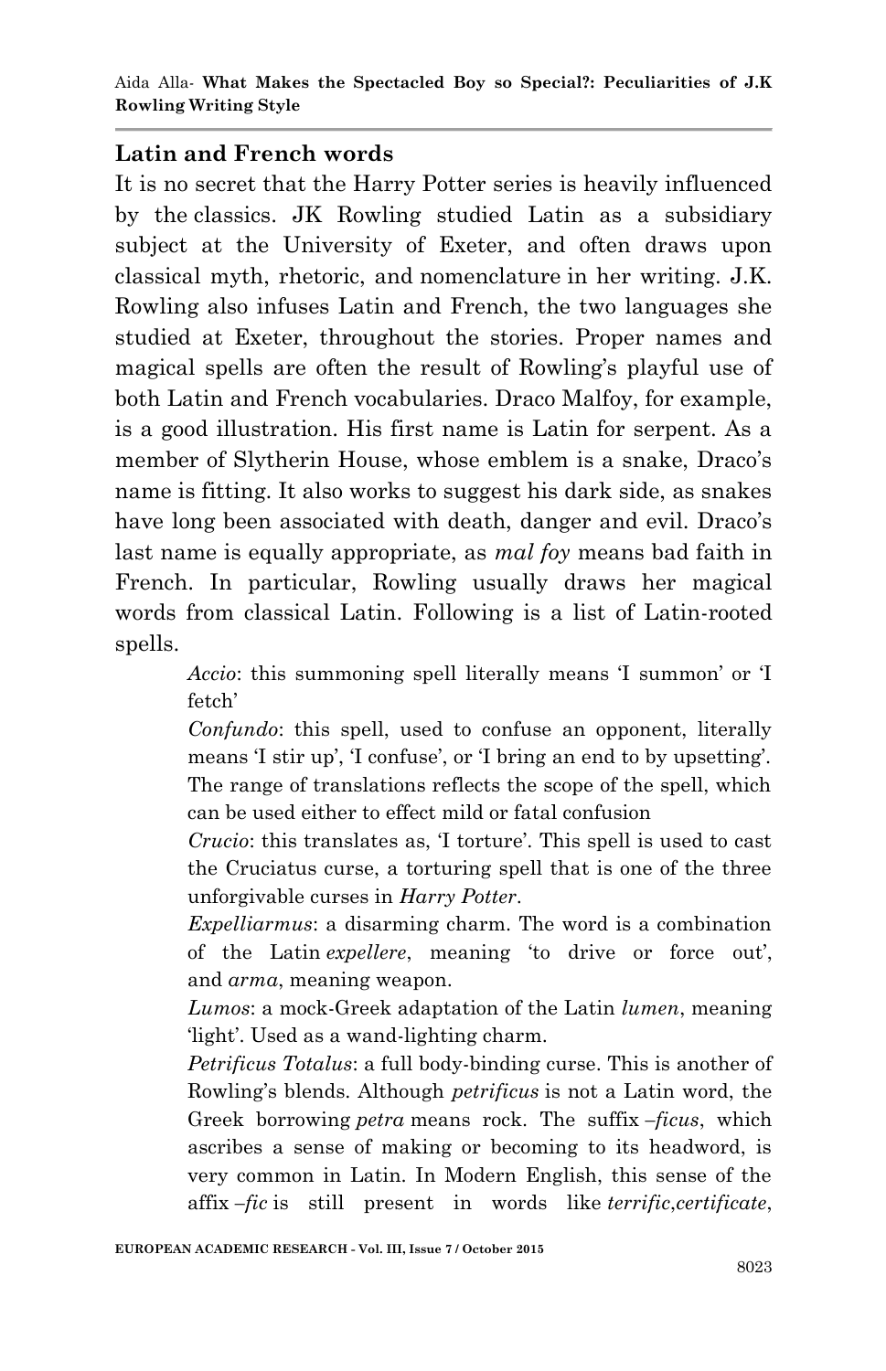## Latin and French words

It is no secret that the Harry Potter series is heavily influenced by the classics. JK Rowling studied Latin as a subsidiary subject at the University of Exeter, and often draws upon classical myth, rhetoric, and nomenclature in her writing. J.K. Rowling also infuses Latin and French, the two languages she studied at Exeter, throughout the stories. Proper names and magical spells are often the result of Rowling's playful use of both Latin and French vocabularies. Draco Malfoy, for example, is a good illustration. His first name is Latin for serpent. As a member of Slytherin House, whose emblem is a snake, Draco's name is fitting. It also works to suggest his dark side, as snakes have long been associated with death, danger and evil. Draco's last name is equally appropriate, as *mal foy* means bad faith in French. In particular, Rowling usually draws her magical words from classical Latin. Following is a list of Latin-rooted spells.

> *Accio*: this summoning spell literally means 'I summon' or 'I fetch'
>
> *Confundo*: this spell, used to confuse an opponent, literally means 'I stir up', 'I confuse', or 'I bring an end to by upsetting'. The range of translations reflects the scope of the spell, which can be used either to effect mild or fatal confusion
>
> *Crucio*: this translates as, 'I torture'. This spell is used to cast the Cruciatus curse, a torturing spell that is one of the three unforgivable curses in *Harry Potter*.
>
> *Expelliarmus*: a disarming charm. The word is a combination of the Latin *expellere*, meaning 'to drive or force out', and *arma*, meaning weapon.
>
> *Lumos*: a mock-Greek adaptation of the Latin *lumen*, meaning 'light'. Used as a wand-lighting charm.
>
> *Petrificus Totalus*: a full body-binding curse. This is another of Rowling's blends. Although *petrificus* is not a Latin word, the Greek borrowing *petra* means rock. The suffix *–ficus*, which ascribes a sense of making or becoming to its headword, is very common in Latin. In Modern English, this sense of the affix *–fic* is still present in words like *terrific*,*certificate*,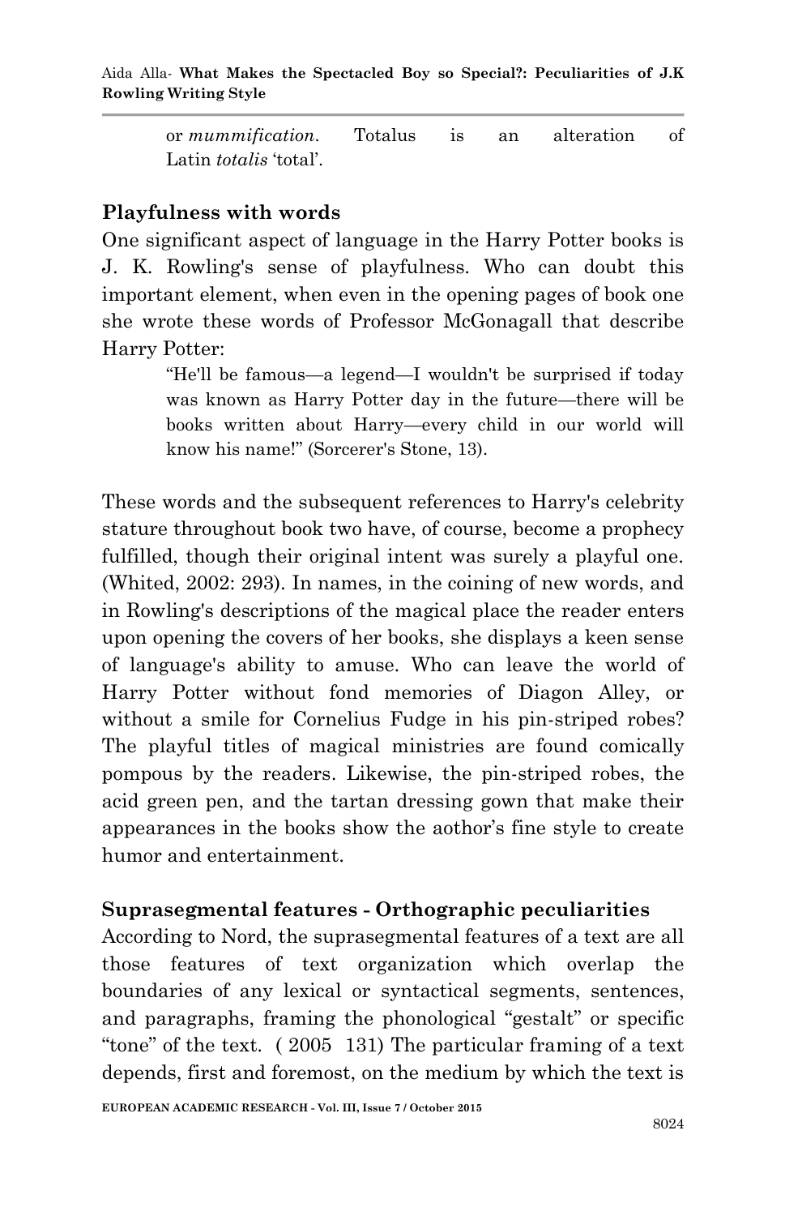or *mummification*. Totalus is an alteration of Latin *totalis* 'total'.

## Playfulness with words

One significant aspect of language in the Harry Potter books is J. K. Rowling's sense of playfulness. Who can doubt this important element, when even in the opening pages of book one she wrote these words of Professor McGonagall that describe Harry Potter:

> "He'll be famous—a legend—I wouldn't be surprised if today was known as Harry Potter day in the future—there will be books written about Harry—every child in our world will know his name!" (Sorcerer's Stone, 13).

These words and the subsequent references to Harry's celebrity stature throughout book two have, of course, become a prophecy fulfilled, though their original intent was surely a playful one. (Whited, 2002: 293). In names, in the coining of new words, and in Rowling's descriptions of the magical place the reader enters upon opening the covers of her books, she displays a keen sense of language's ability to amuse. Who can leave the world of Harry Potter without fond memories of Diagon Alley, or without a smile for Cornelius Fudge in his pin-striped robes? The playful titles of magical ministries are found comically pompous by the readers. Likewise, the pin-striped robes, the acid green pen, and the tartan dressing gown that make their appearances in the books show the aothor's fine style to create humor and entertainment.

## Suprasegmental features - Orthographic peculiarities

According to Nord, the suprasegmental features of a text are all those features of text organization which overlap the boundaries of any lexical or syntactical segments, sentences, and paragraphs, framing the phonological "gestalt" or specific "tone" of the text. ( 2005 131) The particular framing of a text depends, first and foremost, on the medium by which the text is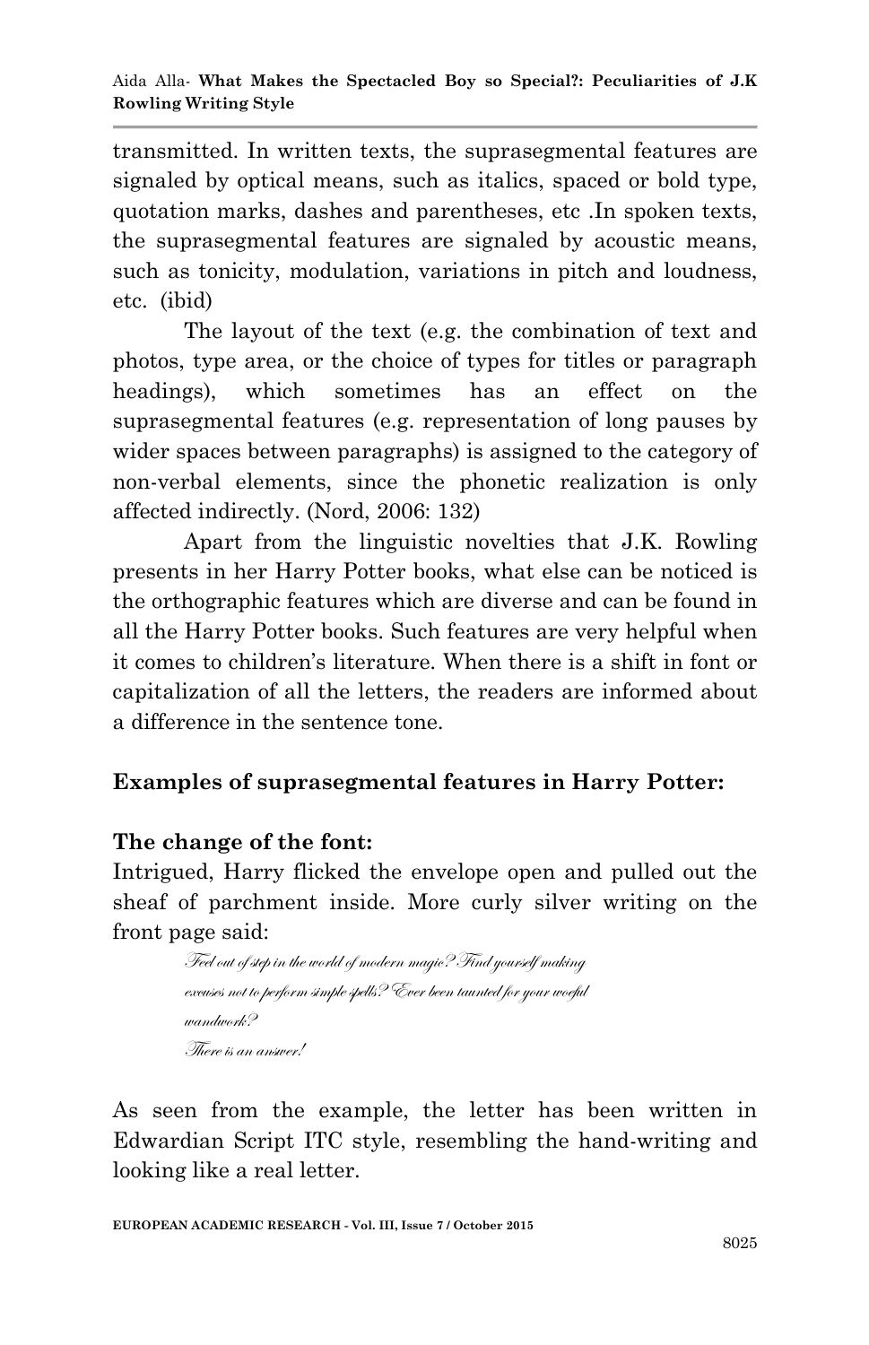transmitted. In written texts, the suprasegmental features are signaled by optical means, such as italics, spaced or bold type, quotation marks, dashes and parentheses, etc .In spoken texts, the suprasegmental features are signaled by acoustic means, such as tonicity, modulation, variations in pitch and loudness, etc. (ibid)

The layout of the text (e.g. the combination of text and photos, type area, or the choice of types for titles or paragraph headings), which sometimes has an effect on the suprasegmental features (e.g. representation of long pauses by wider spaces between paragraphs) is assigned to the category of non-verbal elements, since the phonetic realization is only affected indirectly. (Nord, 2006: 132)

Apart from the linguistic novelties that J.K. Rowling presents in her Harry Potter books, what else can be noticed is the orthographic features which are diverse and can be found in all the Harry Potter books. Such features are very helpful when it comes to children's literature. When there is a shift in font or capitalization of all the letters, the readers are informed about a difference in the sentence tone.

**Examples of suprasegmental features in Harry Potter:**

**The change of the font:**

Intrigued, Harry flicked the envelope open and pulled out the sheaf of parchment inside. More curly silver writing on the front page said:

> *Feel out of step in the world of modern magic? Find yourself making excuses not to perform simple spells? Ever been taunted for your woeful wandwork?*
>
> *There is an answer!*

As seen from the example, the letter has been written in Edwardian Script ITC style, resembling the hand-writing and looking like a real letter.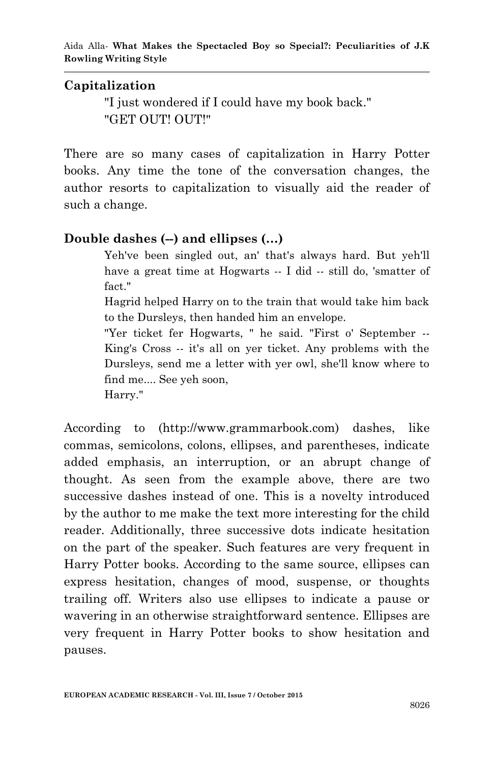## Capitalization

> "I just wondered if I could have my book back."
> "GET OUT! OUT!"

There are so many cases of capitalization in Harry Potter books. Any time the tone of the conversation changes, the author resorts to capitalization to visually aid the reader of such a change.

## Double dashes (--) and ellipses (…)

> Yeh've been singled out, an' that's always hard. But yeh'll have a great time at Hogwarts -- I did -- still do, 'smatter of fact."
> Hagrid helped Harry on to the train that would take him back to the Dursleys, then handed him an envelope.
> "Yer ticket fer Hogwarts, " he said. "First o' September -- King's Cross -- it's all on yer ticket. Any problems with the Dursleys, send me a letter with yer owl, she'll know where to find me.... See yeh soon,
> Harry."

According to (http://www.grammarbook.com) dashes, like commas, semicolons, colons, ellipses, and parentheses, indicate added emphasis, an interruption, or an abrupt change of thought. As seen from the example above, there are two successive dashes instead of one. This is a novelty introduced by the author to me make the text more interesting for the child reader. Additionally, three successive dots indicate hesitation on the part of the speaker. Such features are very frequent in Harry Potter books. According to the same source, ellipses can express hesitation, changes of mood, suspense, or thoughts trailing off. Writers also use ellipses to indicate a pause or wavering in an otherwise straightforward sentence. Ellipses are very frequent in Harry Potter books to show hesitation and pauses.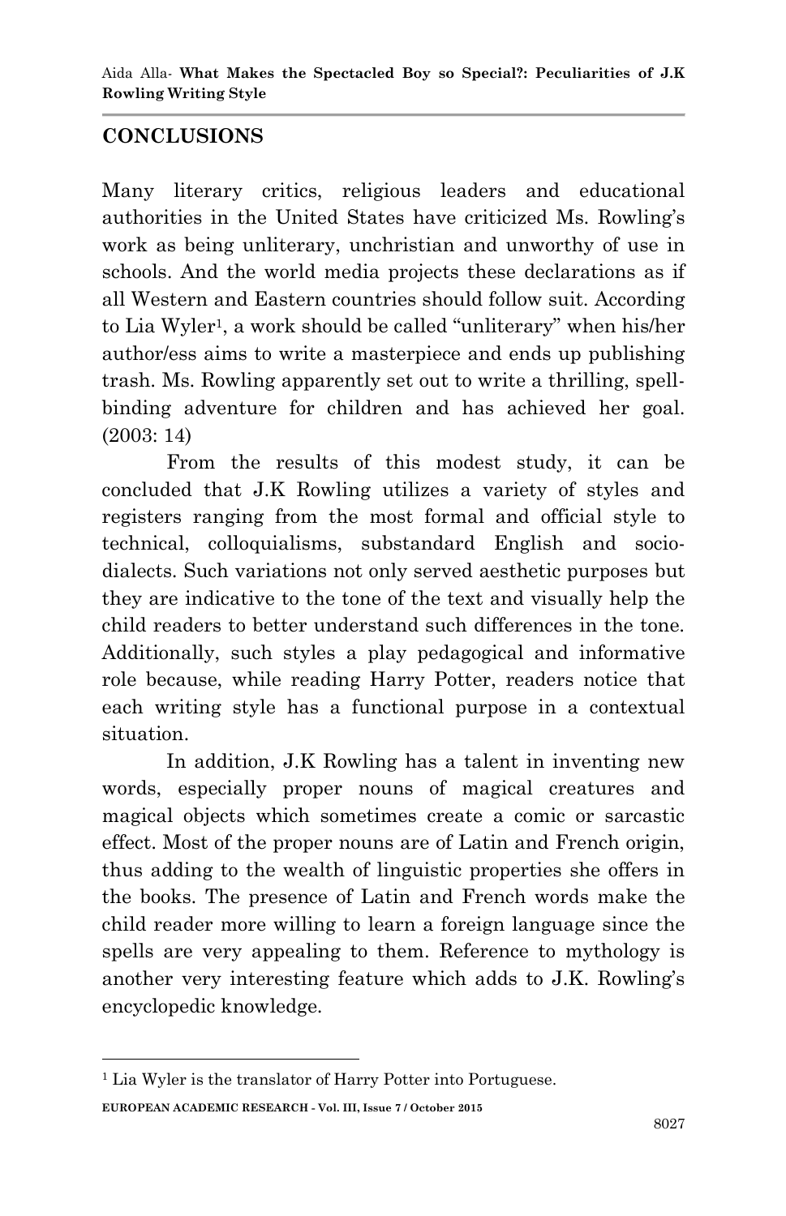## CONCLUSIONS

Many literary critics, religious leaders and educational authorities in the United States have criticized Ms. Rowling's work as being unliterary, unchristian and unworthy of use in schools. And the world media projects these declarations as if all Western and Eastern countries should follow suit. According to Lia Wyler[1], a work should be called "unliterary" when his/her author/ess aims to write a masterpiece and ends up publishing trash. Ms. Rowling apparently set out to write a thrilling, spell-binding adventure for children and has achieved her goal. (2003: 14)

From the results of this modest study, it can be concluded that J.K Rowling utilizes a variety of styles and registers ranging from the most formal and official style to technical, colloquialisms, substandard English and socio-dialects. Such variations not only served aesthetic purposes but they are indicative to the tone of the text and visually help the child readers to better understand such differences in the tone. Additionally, such styles a play pedagogical and informative role because, while reading Harry Potter, readers notice that each writing style has a functional purpose in a contextual situation.

In addition, J.K Rowling has a talent in inventing new words, especially proper nouns of magical creatures and magical objects which sometimes create a comic or sarcastic effect. Most of the proper nouns are of Latin and French origin, thus adding to the wealth of linguistic properties she offers in the books. The presence of Latin and French words make the child reader more willing to learn a foreign language since the spells are very appealing to them. Reference to mythology is another very interesting feature which adds to J.K. Rowling's encyclopedic knowledge.

---

[1] Lia Wyler is the translator of Harry Potter into Portuguese.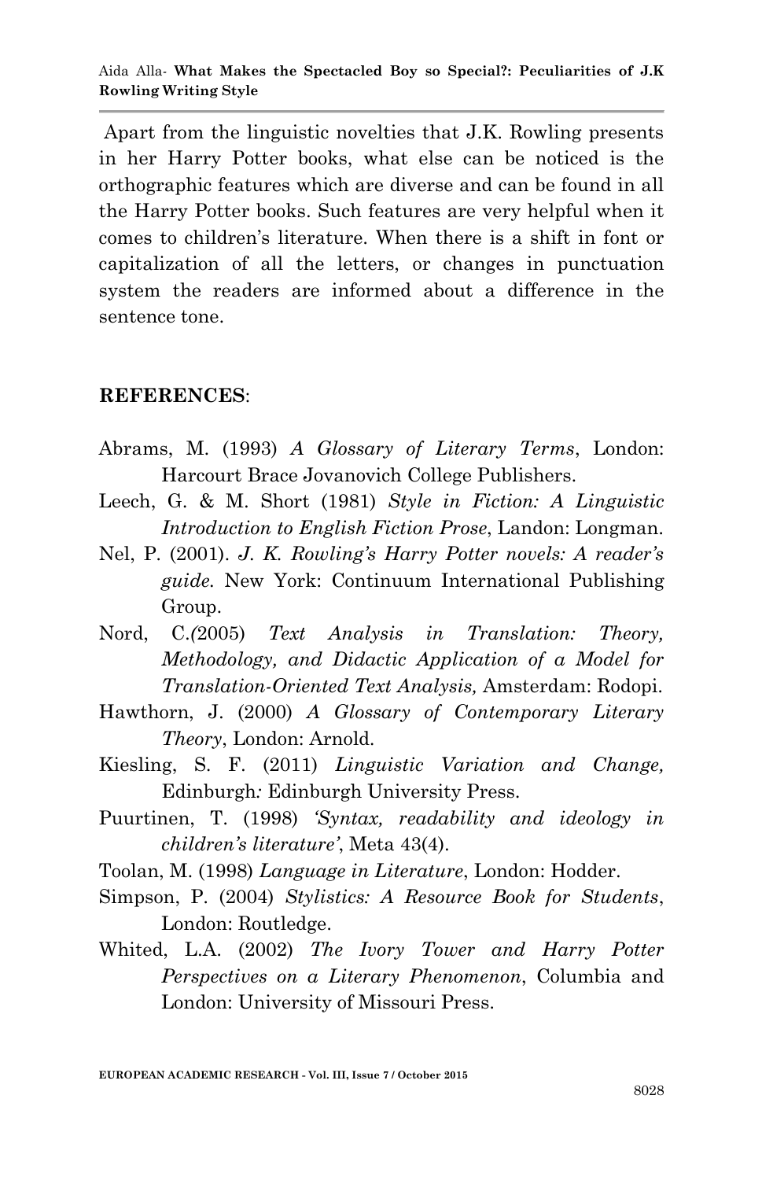Apart from the linguistic novelties that J.K. Rowling presents in her Harry Potter books, what else can be noticed is the orthographic features which are diverse and can be found in all the Harry Potter books. Such features are very helpful when it comes to children's literature. When there is a shift in font or capitalization of all the letters, or changes in punctuation system the readers are informed about a difference in the sentence tone.

**REFERENCES**:

Abrams, M. (1993) *A Glossary of Literary Terms*, London: Harcourt Brace Jovanovich College Publishers.

Leech, G. & M. Short (1981) *Style in Fiction: A Linguistic Introduction to English Fiction Prose*, Landon: Longman.

Nel, P. (2001). *J. K. Rowling's Harry Potter novels: A reader's guide.* New York: Continuum International Publishing Group.

Nord, C.*(*2005) *Text Analysis in Translation: Theory, Methodology, and Didactic Application of a Model for Translation-Oriented Text Analysis,* Amsterdam: Rodopi.

Hawthorn, J. (2000) *A Glossary of Contemporary Literary Theory*, London: Arnold.

Kiesling, S. F. (2011) *Linguistic Variation and Change,* Edinburgh*:* Edinburgh University Press.

Puurtinen, T. (1998) *'Syntax, readability and ideology in children's literature'*, Meta 43(4).

Toolan, M. (1998) *Language in Literature*, London: Hodder.

Simpson, P. (2004) *Stylistics: A Resource Book for Students*, London: Routledge.

Whited, L.A. (2002) *The Ivory Tower and Harry Potter Perspectives on a Literary Phenomenon*, Columbia and London: University of Missouri Press.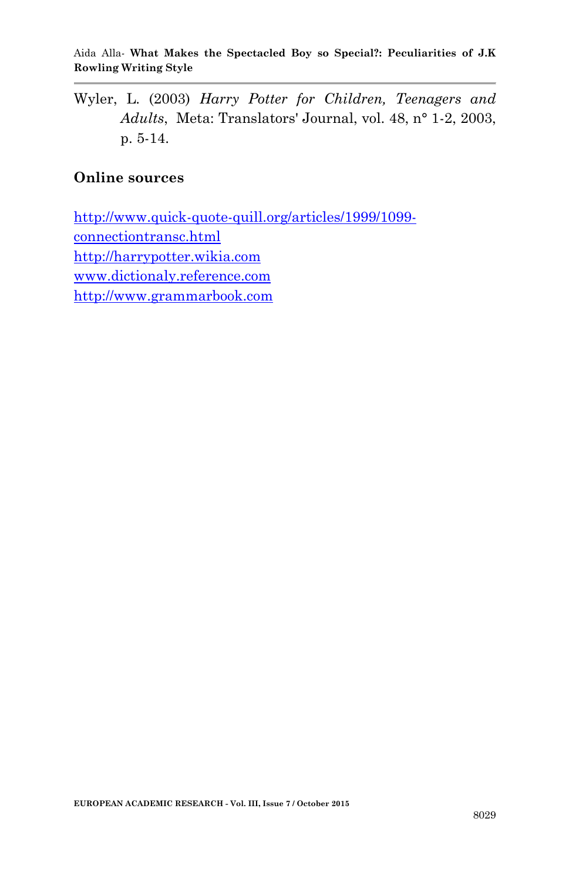Wyler, L. (2003) *Harry Potter for Children, Teenagers and Adults*, Meta: Translators' Journal, vol. 48, n° 1-2, 2003, p. 5-14.

## Online sources

http://www.quick-quote-quill.org/articles/1999/1099-connectiontransc.html
http://harrypotter.wikia.com
www.dictionaly.reference.com
http://www.grammarbook.com